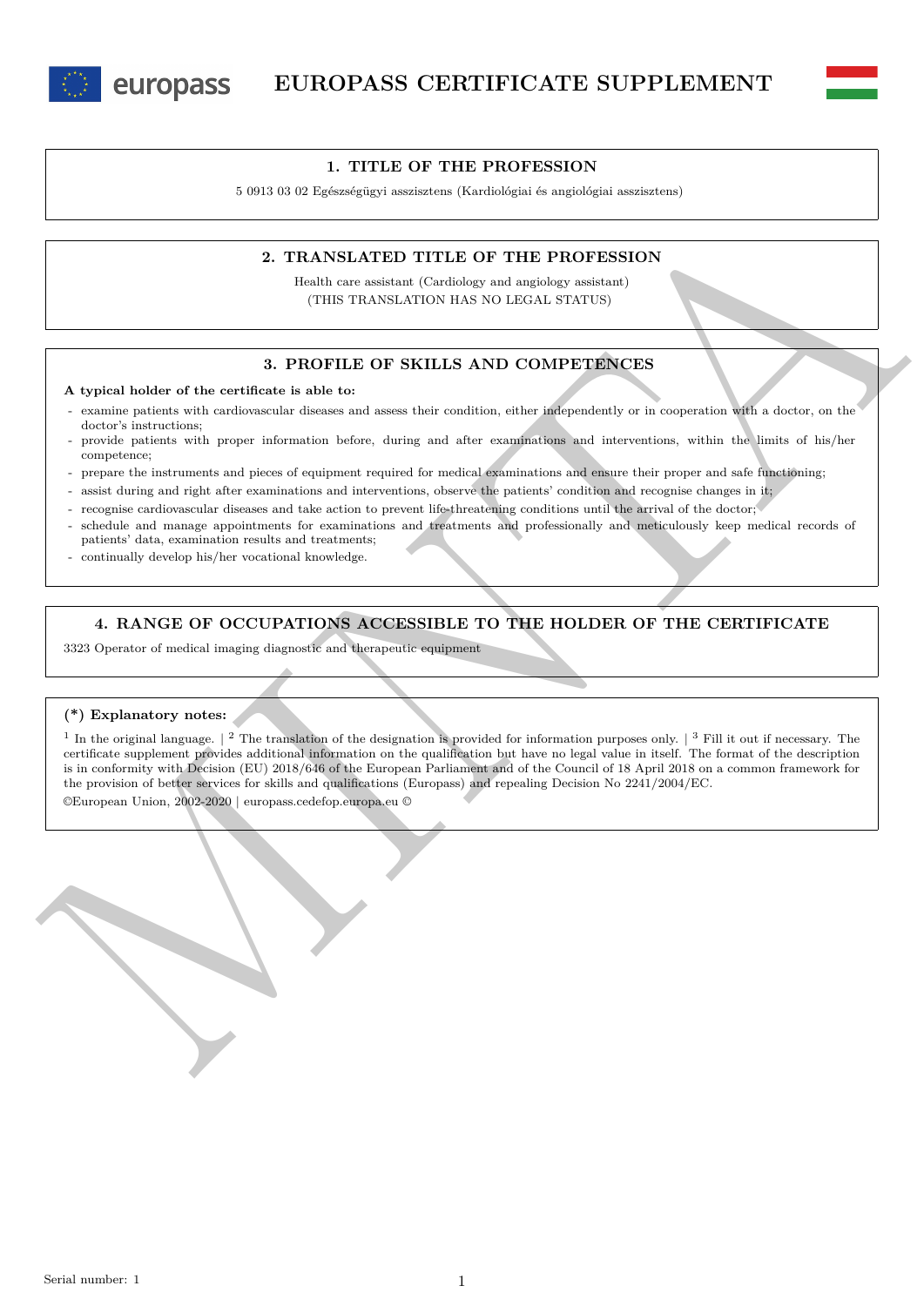# EUROPASS CERTIFICATE SUPPLEMENT

## 1. TITLE OF THE PROFESSION

5 0913 03 02 Egészségügyi asszisztens (Kardiológiai és angiológiai asszisztens)

## 2. TRANSLATED TITLE OF THE PROFESSION

Health care assistant (Cardiology and angiology assistant)
(THIS TRANSLATION HAS NO LEGAL STATUS)

## 3. PROFILE OF SKILLS AND COMPETENCES

**A typical holder of the certificate is able to:**

- examine patients with cardiovascular diseases and assess their condition, either independently or in cooperation with a doctor, on the doctor's instructions;
- provide patients with proper information before, during and after examinations and interventions, within the limits of his/her competence;
- prepare the instruments and pieces of equipment required for medical examinations and ensure their proper and safe functioning;
- assist during and right after examinations and interventions, observe the patients' condition and recognise changes in it;
- recognise cardiovascular diseases and take action to prevent life-threatening conditions until the arrival of the doctor;
- schedule and manage appointments for examinations and treatments and professionally and meticulously keep medical records of patients' data, examination results and treatments;
- continually develop his/her vocational knowledge.

## 4. RANGE OF OCCUPATIONS ACCESSIBLE TO THE HOLDER OF THE CERTIFICATE

3323 Operator of medical imaging diagnostic and therapeutic equipment

**(\*) Explanatory notes:**

[1] In the original language. | [2] The translation of the designation is provided for information purposes only. | [3] Fill it out if necessary. The certificate supplement provides additional information on the qualification but have no legal value in itself. The format of the description is in conformity with Decision (EU) 2018/646 of the European Parliament and of the Council of 18 April 2018 on a common framework for the provision of better services for skills and qualifications (Europass) and repealing Decision No 2241/2004/EC.

©European Union, 2002-2020 | europass.cedefop.europa.eu ©

Serial number: 1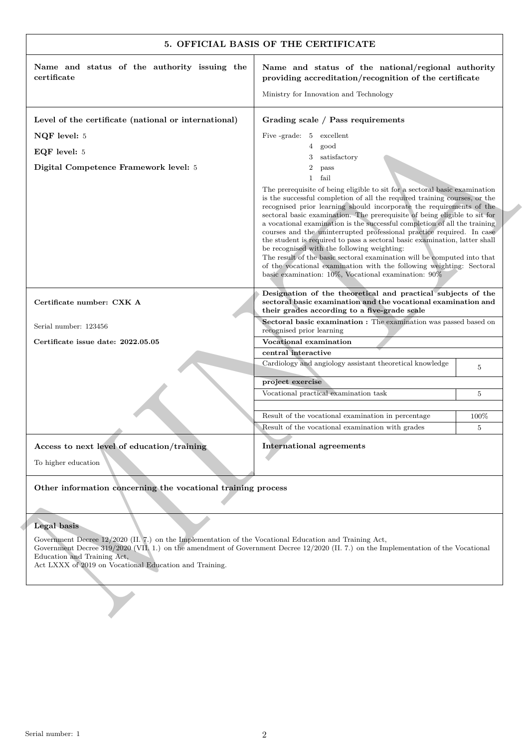## 5. OFFICIAL BASIS OF THE CERTIFICATE

| **Name and status of the authority issuing the certificate** | **Name and status of the national/regional authority providing accreditation/recognition of the certificate** |
|---|---|
| | Ministry for Innovation and Technology |

**Level of the certificate (national or international)**

**NQF level:** 5

**EQF level:** 5

**Digital Competence Framework level:** 5

**Grading scale / Pass requirements**

Five -grade:
- 5 excellent
- 4 good
- 3 satisfactory
- 2 pass
- 1 fail

The prerequisite of being eligible to sit for a sectoral basic examination is the successful completion of all the required training courses, or the recognised prior learning should incorporate the requirements of the sectoral basic examination. The prerequisite of being eligible to sit for a vocational examination is the successful completion of all the training courses and the uninterrupted professional practice required. In case the student is required to pass a sectoral basic examination, latter shall be recognised with the following weighting:
The result of the basic sectoral examination will be computed into that of the vocational examination with the following weighting: Sectoral basic examination: 10%, Vocational examination: 90%

**Certificate number: CXK A**

Serial number: 123456

**Certificate issue date: 2022.05.05**

**Designation of the theoretical and practical subjects of the sectoral basic examination and the vocational examination and their grades according to a five-grade scale**

| | |
|---|---|
| **Sectoral basic examination :** The examination was passed based on recognised prior learning | |
| **Vocational examination** | |
| **central interactive** | |
| Cardiology and angiology assistant theoretical knowledge | 5 |
| **project exercise** | |
| Vocational practical examination task | 5 |
| | |
| Result of the vocational examination in percentage | 100% |
| Result of the vocational examination with grades | 5 |

**Access to next level of education/training**

To higher education

**International agreements**

**Other information concerning the vocational training process**

**Legal basis**

Government Decree 12/2020 (II. 7.) on the Implementation of the Vocational Education and Training Act,
Government Decree 319/2020 (VII. 1.) on the amendment of Government Decree 12/2020 (II. 7.) on the Implementation of the Vocational Education and Training Act,
Act LXXX of 2019 on Vocational Education and Training.

Serial number: 1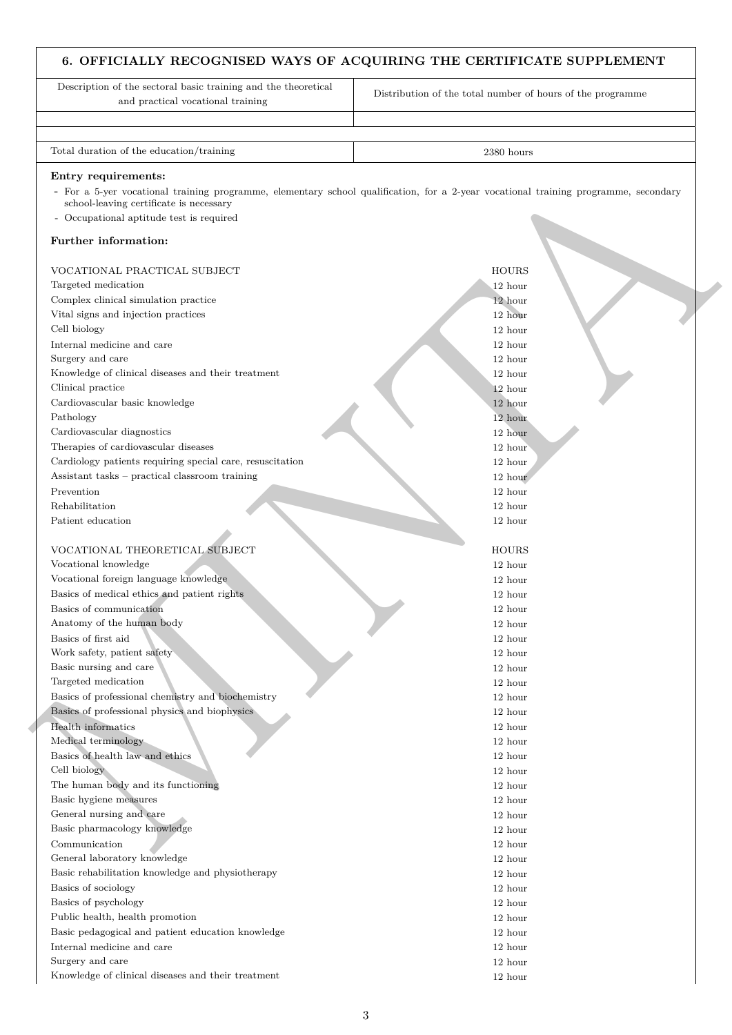## 6. OFFICIALLY RECOGNISED WAYS OF ACQUIRING THE CERTIFICATE SUPPLEMENT

| Description of the sectoral basic training and the theoretical and practical vocational training | Distribution of the total number of hours of the programme |
|---|---|
| | |
| Total duration of the education/training | 2380 hours |

**Entry requirements:**

- For a 5-yer vocational training programme, elementary school qualification, for a 2-year vocational training programme, secondary school-leaving certificate is necessary
- Occupational aptitude test is required

**Further information:**

| VOCATIONAL PRACTICAL SUBJECT | HOURS |
|---|---|
| Targeted medication | 12 hour |
| Complex clinical simulation practice | 12 hour |
| Vital signs and injection practices | 12 hour |
| Cell biology | 12 hour |
| Internal medicine and care | 12 hour |
| Surgery and care | 12 hour |
| Knowledge of clinical diseases and their treatment | 12 hour |
| Clinical practice | 12 hour |
| Cardiovascular basic knowledge | 12 hour |
| Pathology | 12 hour |
| Cardiovascular diagnostics | 12 hour |
| Therapies of cardiovascular diseases | 12 hour |
| Cardiology patients requiring special care, resuscitation | 12 hour |
| Assistant tasks – practical classroom training | 12 hour |
| Prevention | 12 hour |
| Rehabilitation | 12 hour |
| Patient education | 12 hour |

| VOCATIONAL THEORETICAL SUBJECT | HOURS |
|---|---|
| Vocational knowledge | 12 hour |
| Vocational foreign language knowledge | 12 hour |
| Basics of medical ethics and patient rights | 12 hour |
| Basics of communication | 12 hour |
| Anatomy of the human body | 12 hour |
| Basics of first aid | 12 hour |
| Work safety, patient safety | 12 hour |
| Basic nursing and care | 12 hour |
| Targeted medication | 12 hour |
| Basics of professional chemistry and biochemistry | 12 hour |
| Basics of professional physics and biophysics | 12 hour |
| Health informatics | 12 hour |
| Medical terminology | 12 hour |
| Basics of health law and ethics | 12 hour |
| Cell biology | 12 hour |
| The human body and its functioning | 12 hour |
| Basic hygiene measures | 12 hour |
| General nursing and care | 12 hour |
| Basic pharmacology knowledge | 12 hour |
| Communication | 12 hour |
| General laboratory knowledge | 12 hour |
| Basic rehabilitation knowledge and physiotherapy | 12 hour |
| Basics of sociology | 12 hour |
| Basics of psychology | 12 hour |
| Public health, health promotion | 12 hour |
| Basic pedagogical and patient education knowledge | 12 hour |
| Internal medicine and care | 12 hour |
| Surgery and care | 12 hour |
| Knowledge of clinical diseases and their treatment | 12 hour |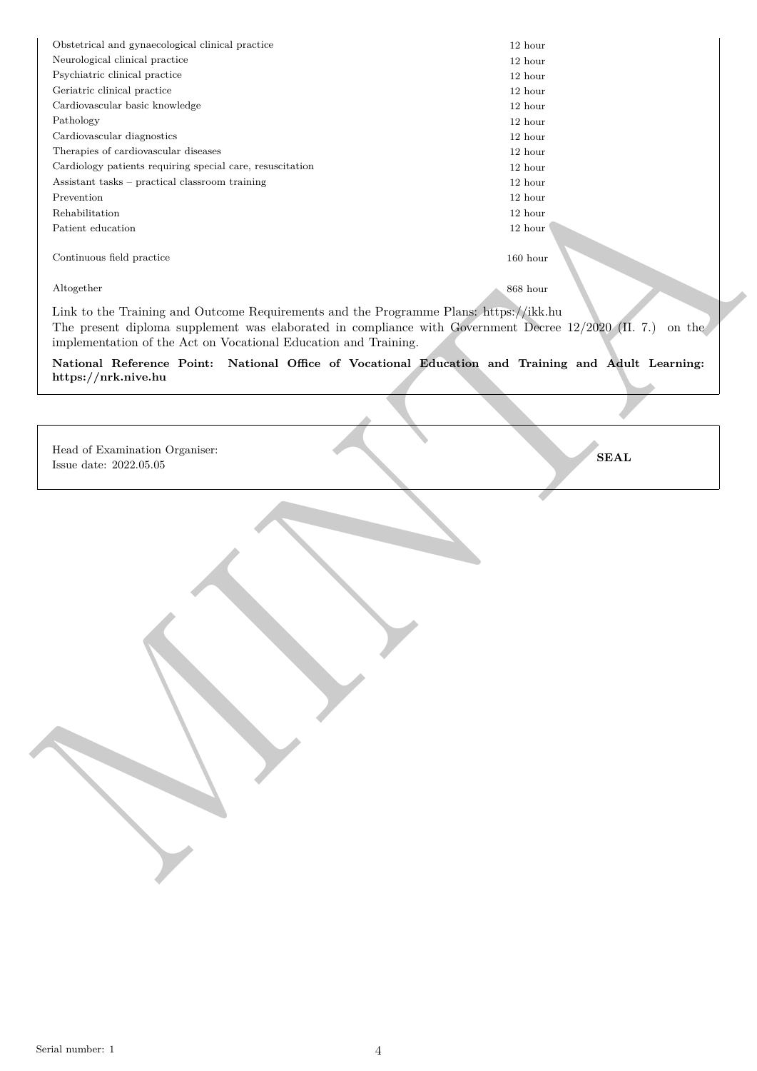| | |
|---|---|
| Obstetrical and gynaecological clinical practice | 12 hour |
| Neurological clinical practice | 12 hour |
| Psychiatric clinical practice | 12 hour |
| Geriatric clinical practice | 12 hour |
| Cardiovascular basic knowledge | 12 hour |
| Pathology | 12 hour |
| Cardiovascular diagnostics | 12 hour |
| Therapies of cardiovascular diseases | 12 hour |
| Cardiology patients requiring special care, resuscitation | 12 hour |
| Assistant tasks – practical classroom training | 12 hour |
| Prevention | 12 hour |
| Rehabilitation | 12 hour |
| Patient education | 12 hour |
| Continuous field practice | 160 hour |
| Altogether | 868 hour |

Link to the Training and Outcome Requirements and the Programme Plans: https://ikk.hu
The present diploma supplement was elaborated in compliance with Government Decree 12/2020 (II. 7.) on the implementation of the Act on Vocational Education and Training.

**National Reference Point: National Office of Vocational Education and Training and Adult Learning: https://nrk.nive.hu**

Head of Examination Organiser:
Issue date: 2022.05.05

**SEAL**

MINTA

Serial number: 1